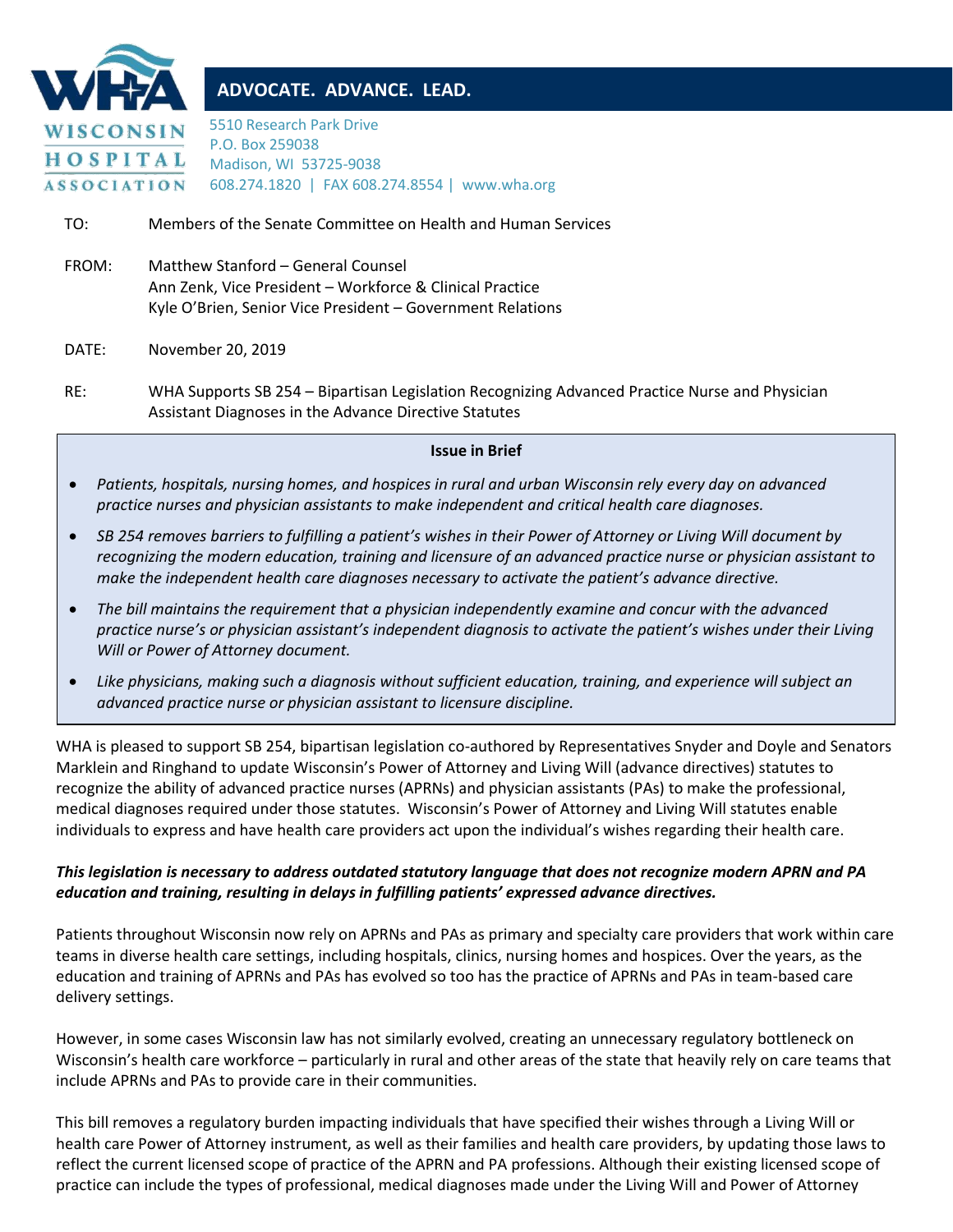**WISCONSIN HOSPITAL ASSOCIATION**

**ADVOCATE. ADVANCE. LEAD.**

5510 Research Park Drive
P.O. Box 259038
Madison, WI 53725-9038
608.274.1820 | FAX 608.274.8554 | www.wha.org

TO: Members of the Senate Committee on Health and Human Services

FROM: Matthew Stanford – General Counsel
Ann Zenk, Vice President – Workforce & Clinical Practice
Kyle O'Brien, Senior Vice President – Government Relations

DATE: November 20, 2019

RE: WHA Supports SB 254 – Bipartisan Legislation Recognizing Advanced Practice Nurse and Physician Assistant Diagnoses in the Advance Directive Statutes

**Issue in Brief**

- *Patients, hospitals, nursing homes, and hospices in rural and urban Wisconsin rely every day on advanced practice nurses and physician assistants to make independent and critical health care diagnoses.*
- *SB 254 removes barriers to fulfilling a patient's wishes in their Power of Attorney or Living Will document by recognizing the modern education, training and licensure of an advanced practice nurse or physician assistant to make the independent health care diagnoses necessary to activate the patient's advance directive.*
- *The bill maintains the requirement that a physician independently examine and concur with the advanced practice nurse's or physician assistant's independent diagnosis to activate the patient's wishes under their Living Will or Power of Attorney document.*
- *Like physicians, making such a diagnosis without sufficient education, training, and experience will subject an advanced practice nurse or physician assistant to licensure discipline.*

WHA is pleased to support SB 254, bipartisan legislation co-authored by Representatives Snyder and Doyle and Senators Marklein and Ringhand to update Wisconsin's Power of Attorney and Living Will (advance directives) statutes to recognize the ability of advanced practice nurses (APRNs) and physician assistants (PAs) to make the professional, medical diagnoses required under those statutes. Wisconsin's Power of Attorney and Living Will statutes enable individuals to express and have health care providers act upon the individual's wishes regarding their health care.

***This legislation is necessary to address outdated statutory language that does not recognize modern APRN and PA education and training, resulting in delays in fulfilling patients' expressed advance directives.***

Patients throughout Wisconsin now rely on APRNs and PAs as primary and specialty care providers that work within care teams in diverse health care settings, including hospitals, clinics, nursing homes and hospices. Over the years, as the education and training of APRNs and PAs has evolved so too has the practice of APRNs and PAs in team-based care delivery settings.

However, in some cases Wisconsin law has not similarly evolved, creating an unnecessary regulatory bottleneck on Wisconsin's health care workforce – particularly in rural and other areas of the state that heavily rely on care teams that include APRNs and PAs to provide care in their communities.

This bill removes a regulatory burden impacting individuals that have specified their wishes through a Living Will or health care Power of Attorney instrument, as well as their families and health care providers, by updating those laws to reflect the current licensed scope of practice of the APRN and PA professions. Although their existing licensed scope of practice can include the types of professional, medical diagnoses made under the Living Will and Power of Attorney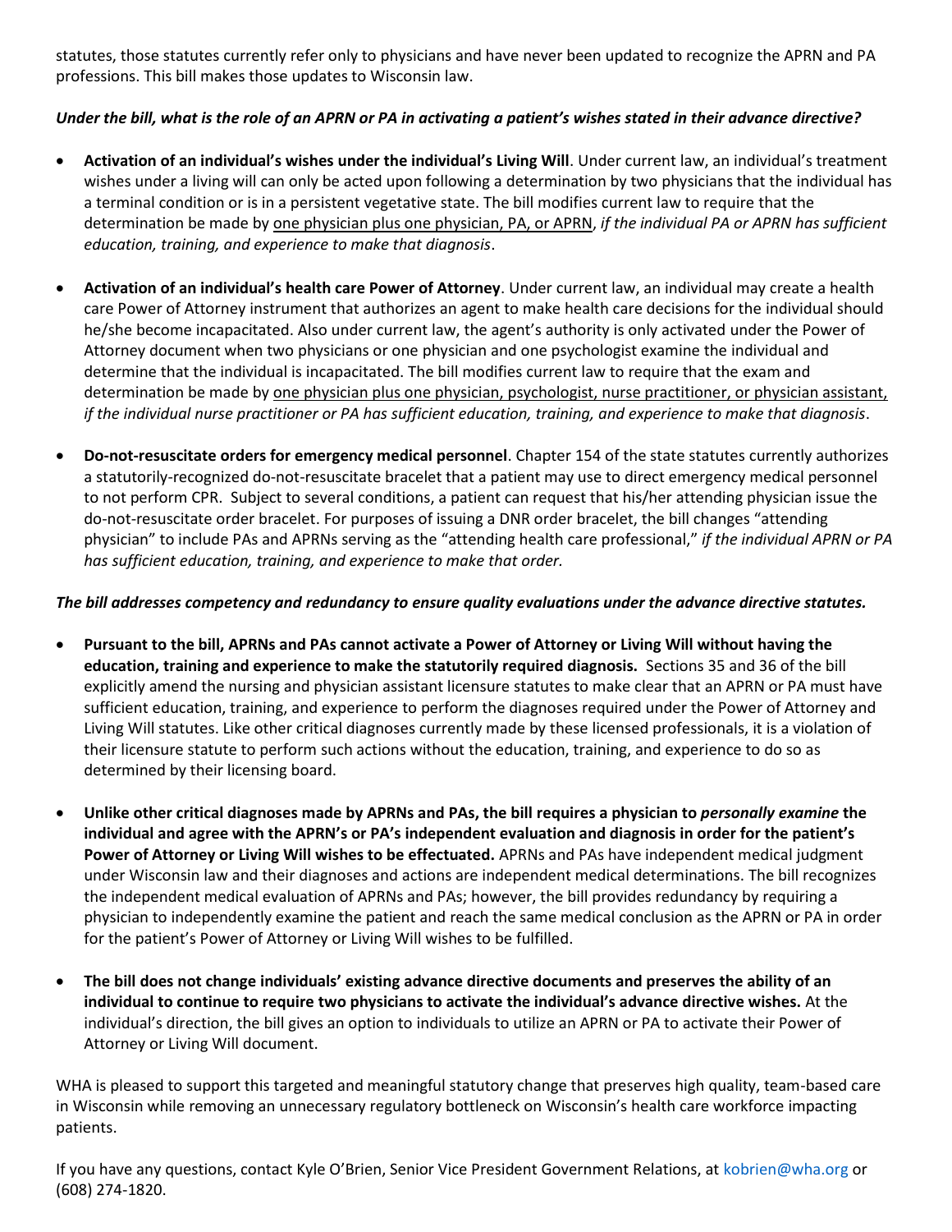statutes, those statutes currently refer only to physicians and have never been updated to recognize the APRN and PA professions. This bill makes those updates to Wisconsin law.

***Under the bill, what is the role of an APRN or PA in activating a patient's wishes stated in their advance directive?***

- **Activation of an individual's wishes under the individual's Living Will**. Under current law, an individual's treatment wishes under a living will can only be acted upon following a determination by two physicians that the individual has a terminal condition or is in a persistent vegetative state. The bill modifies current law to require that the determination be made by <u>one physician plus one physician, PA, or APRN</u>, *if the individual PA or APRN has sufficient education, training, and experience to make that diagnosis*.

- **Activation of an individual's health care Power of Attorney**. Under current law, an individual may create a health care Power of Attorney instrument that authorizes an agent to make health care decisions for the individual should he/she become incapacitated. Also under current law, the agent's authority is only activated under the Power of Attorney document when two physicians or one physician and one psychologist examine the individual and determine that the individual is incapacitated. The bill modifies current law to require that the exam and determination be made by <u>one physician plus one physician, psychologist, nurse practitioner, or physician assistant,</u> *if the individual nurse practitioner or PA has sufficient education, training, and experience to make that diagnosis*.

- **Do-not-resuscitate orders for emergency medical personnel**. Chapter 154 of the state statutes currently authorizes a statutorily-recognized do-not-resuscitate bracelet that a patient may use to direct emergency medical personnel to not perform CPR. Subject to several conditions, a patient can request that his/her attending physician issue the do-not-resuscitate order bracelet. For purposes of issuing a DNR order bracelet, the bill changes "attending physician" to include PAs and APRNs serving as the "attending health care professional," *if the individual APRN or PA has sufficient education, training, and experience to make that order.*

***The bill addresses competency and redundancy to ensure quality evaluations under the advance directive statutes.***

- **Pursuant to the bill, APRNs and PAs cannot activate a Power of Attorney or Living Will without having the education, training and experience to make the statutorily required diagnosis.** Sections 35 and 36 of the bill explicitly amend the nursing and physician assistant licensure statutes to make clear that an APRN or PA must have sufficient education, training, and experience to perform the diagnoses required under the Power of Attorney and Living Will statutes. Like other critical diagnoses currently made by these licensed professionals, it is a violation of their licensure statute to perform such actions without the education, training, and experience to do so as determined by their licensing board.

- **Unlike other critical diagnoses made by APRNs and PAs, the bill requires a physician to *personally examine* the individual and agree with the APRN's or PA's independent evaluation and diagnosis in order for the patient's Power of Attorney or Living Will wishes to be effectuated.** APRNs and PAs have independent medical judgment under Wisconsin law and their diagnoses and actions are independent medical determinations. The bill recognizes the independent medical evaluation of APRNs and PAs; however, the bill provides redundancy by requiring a physician to independently examine the patient and reach the same medical conclusion as the APRN or PA in order for the patient's Power of Attorney or Living Will wishes to be fulfilled.

- **The bill does not change individuals' existing advance directive documents and preserves the ability of an individual to continue to require two physicians to activate the individual's advance directive wishes.** At the individual's direction, the bill gives an option to individuals to utilize an APRN or PA to activate their Power of Attorney or Living Will document.

WHA is pleased to support this targeted and meaningful statutory change that preserves high quality, team-based care in Wisconsin while removing an unnecessary regulatory bottleneck on Wisconsin's health care workforce impacting patients.

If you have any questions, contact Kyle O'Brien, Senior Vice President Government Relations, at kobrien@wha.org or (608) 274-1820.